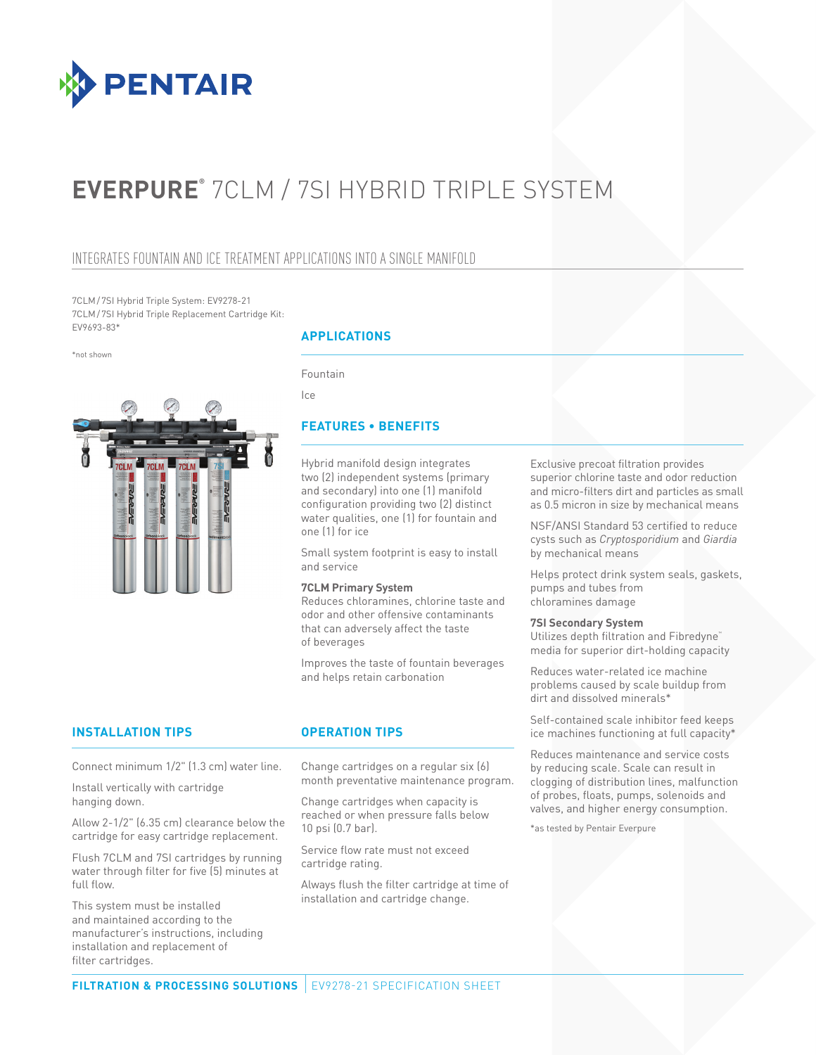# EVERPURE® 7CLM / 7SI HYBRID TRIPLE SYSTEM

## INTEGRATES FOUNTAIN AND ICE TREATMENT APPLICATIONS INTO A SINGLE MANIFOLD

7CLM/7SI Hybrid Triple System: EV9278-21
7CLM/7SI Hybrid Triple Replacement Cartridge Kit: EV9693-83*

*not shown

### APPLICATIONS

Fountain

Ice

### FEATURES • BENEFITS

Hybrid manifold design integrates two (2) independent systems (primary and secondary) into one (1) manifold configuration providing two (2) distinct water qualities, one (1) for fountain and one (1) for ice

Small system footprint is easy to install and service

**7CLM Primary System**
Reduces chloramines, chlorine taste and odor and other offensive contaminants that can adversely affect the taste of beverages

Improves the taste of fountain beverages and helps retain carbonation

Exclusive precoat filtration provides superior chlorine taste and odor reduction and micro-filters dirt and particles as small as 0.5 micron in size by mechanical means

NSF/ANSI Standard 53 certified to reduce cysts such as *Cryptosporidium* and *Giardia* by mechanical means

Helps protect drink system seals, gaskets, pumps and tubes from chloramines damage

**7SI Secondary System**
Utilizes depth filtration and Fibredyne™ media for superior dirt-holding capacity

Reduces water-related ice machine problems caused by scale buildup from dirt and dissolved minerals*

Self-contained scale inhibitor feed keeps ice machines functioning at full capacity*

Reduces maintenance and service costs by reducing scale. Scale can result in clogging of distribution lines, malfunction of probes, floats, pumps, solenoids and valves, and higher energy consumption.

*as tested by Pentair Everpure

### INSTALLATION TIPS

Connect minimum 1/2" (1.3 cm) water line.

Install vertically with cartridge hanging down.

Allow 2-1/2" (6.35 cm) clearance below the cartridge for easy cartridge replacement.

Flush 7CLM and 7SI cartridges by running water through filter for five (5) minutes at full flow.

This system must be installed and maintained according to the manufacturer's instructions, including installation and replacement of filter cartridges.

### OPERATION TIPS

Change cartridges on a regular six (6) month preventative maintenance program.

Change cartridges when capacity is reached or when pressure falls below 10 psi (0.7 bar).

Service flow rate must not exceed cartridge rating.

Always flush the filter cartridge at time of installation and cartridge change.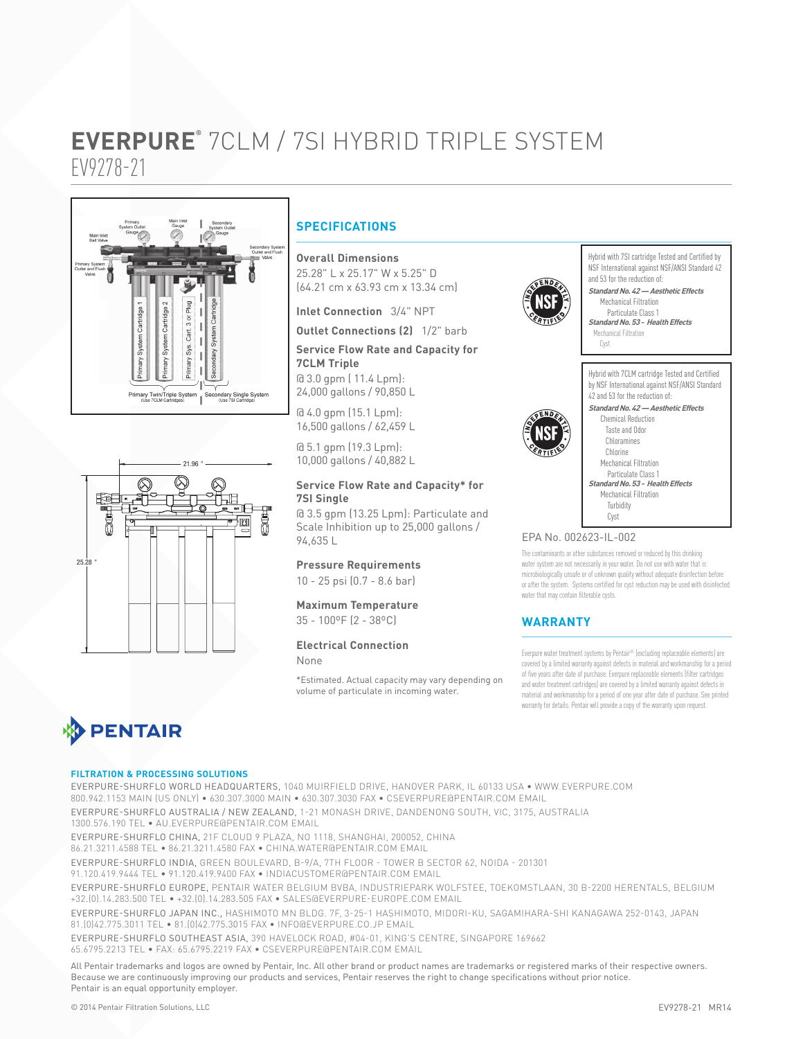# EVERPURE® 7CLM / 7SI HYBRID TRIPLE SYSTEM

EV9278-21

Primary System Outlet Gauge
Main Inlet Gauge
Secondary System Outlet Gauge
Main Inlet Ball Valve
Secondary System Outlet and Flush Valve
Primary System Outlet and Flush Valve
Primary System Cartridge 1
Primary System Cartridge 2
Primary Sys. Cart. 3 or Plug
Secondary System Cartridge
Primary Twin/Triple System (Use 7CLM Cartridges)
Secondary Single System (Use 7SI Cartridge)

21.96 "
25.28 "

## SPECIFICATIONS

**Overall Dimensions**
25.28" L x 25.17" W x 5.25" D
(64.21 cm x 63.93 cm x 13.34 cm)

**Inlet Connection** 3/4" NPT

**Outlet Connections (2)** 1/2" barb

**Service Flow Rate and Capacity for 7CLM Triple**
@ 3.0 gpm ( 11.4 Lpm):
24,000 gallons / 90,850 L

@ 4.0 gpm (15.1 Lpm):
16,500 gallons / 62,459 L

@ 5.1 gpm (19.3 Lpm):
10,000 gallons / 40,882 L

**Service Flow Rate and Capacity* for 7SI Single**
@ 3.5 gpm (13.25 Lpm): Particulate and Scale Inhibition up to 25,000 gallons / 94,635 L

**Pressure Requirements**
10 - 25 psi (0.7 - 8.6 bar)

**Maximum Temperature**
35 - 100°F (2 - 38°C)

**Electrical Connection**
None

*Estimated. Actual capacity may vary depending on volume of particulate in incoming water.

Hybrid with 7SI cartridge Tested and Certified by NSF International against NSF/ANSI Standard 42 and 53 for the reduction of:

***Standard No. 42 — Aesthetic Effects***
Mechanical Filtration
Particulate Class 1

***Standard No. 53 - Health Effects***
Mechanical Filtration
Cyst

Hybrid with 7CLM cartridge Tested and Certified by NSF International against NSF/ANSI Standard 42 and 53 for the reduction of:

***Standard No. 42 — Aesthetic Effects***
Chemical Reduction
Taste and Odor
Chloramines
Chlorine
Mechanical Filtration
Particulate Class 1

***Standard No. 53 - Health Effects***
Mechanical Filtration
Turbidity
Cyst

EPA No. 002623-IL-002

The contaminants or other substances removed or reduced by this drinking water system are not necessarily in your water. Do not use with water that is microbiologically unsafe or of unknown quality without adequate disinfection before or after the system. Systems certified for cyst reduction may be used with disinfected water that may contain filterable cysts.

## WARRANTY

Everpure water treatment systems by Pentair® (excluding replaceable elements) are covered by a limited warranty against defects in material and workmanship for a period of five years after date of purchase. Everpure replaceable elements (filter cartridges and water treatment cartridges) are covered by a limited warranty against defects in material and workmanship for a period of one year after date of purchase. See printed warranty for details. Pentair will provide a copy of the warranty upon request.

PENTAIR

**FILTRATION & PROCESSING SOLUTIONS**

EVERPURE-SHURFLO WORLD HEADQUARTERS, 1040 MUIRFIELD DRIVE, HANOVER PARK, IL 60133 USA • WWW.EVERPURE.COM
800.942.1153 MAIN (US ONLY) • 630.307.3000 MAIN • 630.307.3030 FAX • CSEVERPURE@PENTAIR.COM EMAIL

EVERPURE-SHURFLO AUSTRALIA / NEW ZEALAND, 1-21 MONASH DRIVE, DANDENONG SOUTH, VIC, 3175, AUSTRALIA
1300.576.190 TEL • AU.EVERPURE@PENTAIR.COM EMAIL

EVERPURE-SHURFLO CHINA, 21F CLOUD 9 PLAZA, NO 1118, SHANGHAI, 200052, CHINA
86.21.3211.4588 TEL • 86.21.3211.4580 FAX • CHINA.WATER@PENTAIR.COM EMAIL

EVERPURE-SHURFLO INDIA, GREEN BOULEVARD, B-9/A, 7TH FLOOR - TOWER B SECTOR 62, NOIDA - 201301
91.120.419.9444 TEL • 91.120.419.9400 FAX • INDIACUSTOMER@PENTAIR.COM EMAIL

EVERPURE-SHURFLO EUROPE, PENTAIR WATER BELGIUM BVBA, INDUSTRIEPARK WOLFSTEE, TOEKOMSTLAAN, 30 B-2200 HERENTALS, BELGIUM
+32.(0).14.283.500 TEL • +32.(0).14.283.505 FAX • SALES@EVERPURE-EUROPE.COM EMAIL

EVERPURE-SHURFLO JAPAN INC., HASHIMOTO MN BLDG. 7F, 3-25-1 HASHIMOTO, MIDORI-KU, SAGAMIHARA-SHI KANAGAWA 252-0143, JAPAN
81.(0)42.775.3011 TEL • 81.(0)42.775.3015 FAX • INFO@EVERPURE.CO.JP EMAIL

EVERPURE-SHURFLO SOUTHEAST ASIA, 390 HAVELOCK ROAD, #04-01, KING'S CENTRE, SINGAPORE 169662
65.6795.2213 TEL • FAX: 65.6795.2219 FAX • CSEVERPURE@PENTAIR.COM EMAIL

All Pentair trademarks and logos are owned by Pentair, Inc. All other brand or product names are trademarks or registered marks of their respective owners. Because we are continuously improving our products and services, Pentair reserves the right to change specifications without prior notice. Pentair is an equal opportunity employer.

© 2014 Pentair Filtration Solutions, LLC

EV9278-21 MR14